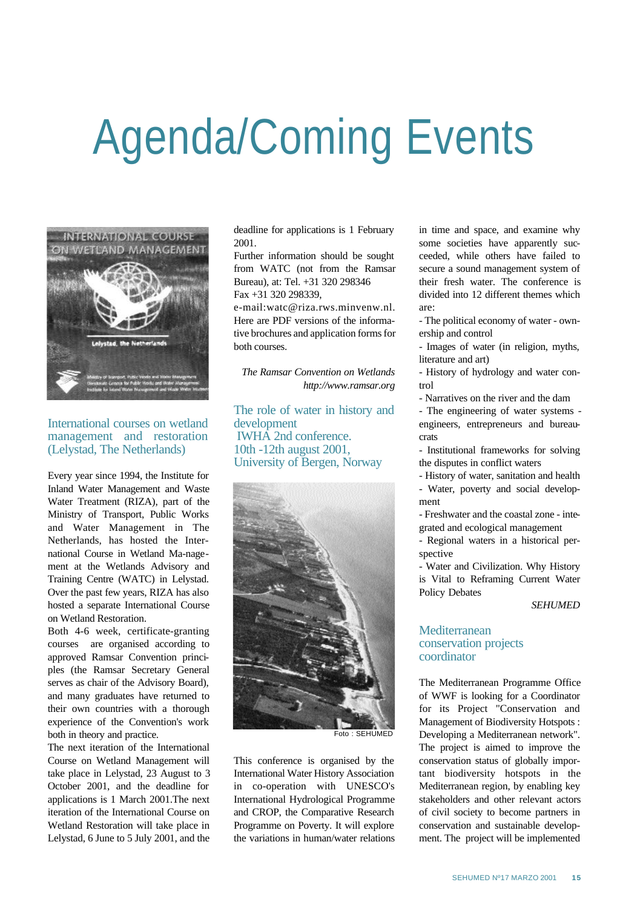# Agenda/Coming Events

## International courses on wetland management and restoration (Lelystad, The Netherlands)

Every year since 1994, the Institute for Inland Water Management and Waste Water Treatment (RIZA), part of the Ministry of Transport, Public Works and Water Management in The Netherlands, has hosted the International Course in Wetland Ma-nagement at the Wetlands Advisory and Training Centre (WATC) in Lelystad. Over the past few years, RIZA has also hosted a separate International Course on Wetland Restoration.

Both 4-6 week, certificate-granting courses are organised according to approved Ramsar Convention principles (the Ramsar Secretary General serves as chair of the Advisory Board), and many graduates have returned to their own countries with a thorough experience of the Convention's work both in theory and practice.

The next iteration of the International Course on Wetland Management will take place in Lelystad, 23 August to 3 October 2001, and the deadline for applications is 1 March 2001.The next iteration of the International Course on Wetland Restoration will take place in Lelystad, 6 June to 5 July 2001, and the deadline for applications is 1 February 2001.

Further information should be sought from WATC (not from the Ramsar Bureau), at: Tel. +31 320 298346 Fax +31 320 298339, e-mail:watc@riza.rws.minvenw.nl. Here are PDF versions of the informative brochures and application forms for both courses.

*The Ramsar Convention on Wetlands*
*http://www.ramsar.org*

## The role of water in history and development IWHA 2nd conference. 10th -12th august 2001, University of Bergen, Norway

Foto : SEHUMED

This conference is organised by the International Water History Association in co-operation with UNESCO's International Hydrological Programme and CROP, the Comparative Research Programme on Poverty. It will explore the variations in human/water relations in time and space, and examine why some societies have apparently succeeded, while others have failed to secure a sound management system of their fresh water. The conference is divided into 12 different themes which are:

- The political economy of water - ownership and control
- Images of water (in religion, myths, literature and art)
- History of hydrology and water control
- Narratives on the river and the dam
- The engineering of water systems - engineers, entrepreneurs and bureaucrats
- Institutional frameworks for solving the disputes in conflict waters
- History of water, sanitation and health
- Water, poverty and social development
- Freshwater and the coastal zone - integrated and ecological management
- Regional waters in a historical perspective
- Water and Civilization. Why History is Vital to Reframing Current Water Policy Debates

*SEHUMED*

## Mediterranean conservation projects coordinator

The Mediterranean Programme Office of WWF is looking for a Coordinator for its Project "Conservation and Management of Biodiversity Hotspots : Developing a Mediterranean network". The project is aimed to improve the conservation status of globally important biodiversity hotspots in the Mediterranean region, by enabling key stakeholders and other relevant actors of civil society to become partners in conservation and sustainable development. The project will be implemented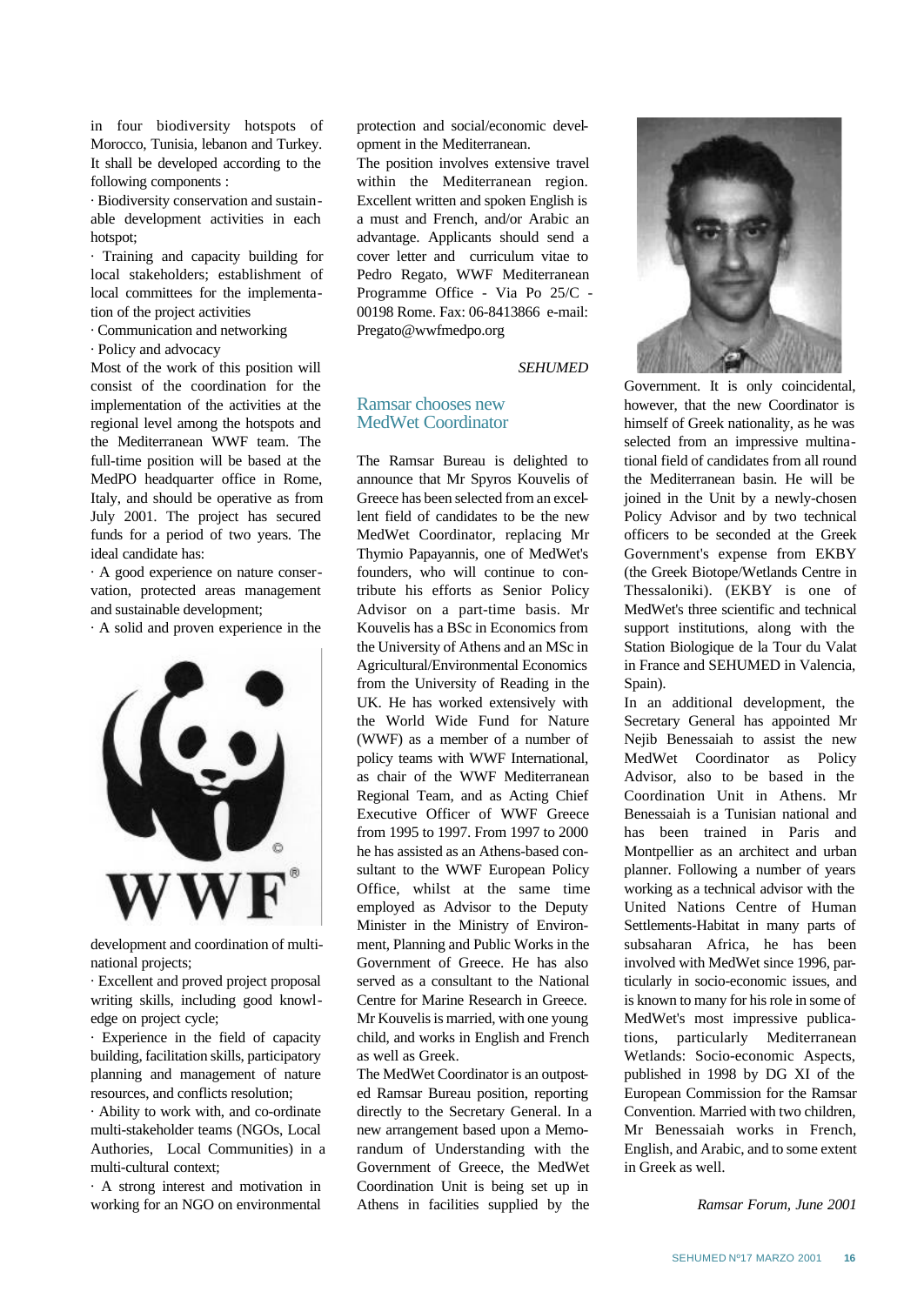in four biodiversity hotspots of Morocco, Tunisia, lebanon and Turkey. It shall be developed according to the following components :

· Biodiversity conservation and sustainable development activities in each hotspot;

· Training and capacity building for local stakeholders; establishment of local committees for the implementation of the project activities

· Communication and networking

· Policy and advocacy

Most of the work of this position will consist of the coordination for the implementation of the activities at the regional level among the hotspots and the Mediterranean WWF team. The full-time position will be based at the MedPO headquarter office in Rome, Italy, and should be operative as from July 2001. The project has secured funds for a period of two years. The ideal candidate has:

· A good experience on nature conservation, protected areas management and sustainable development;

· A solid and proven experience in the development and coordination of multinational projects;

· Excellent and proved project proposal writing skills, including good knowledge on project cycle;

· Experience in the field of capacity building, facilitation skills, participatory planning and management of nature resources, and conflicts resolution;

· Ability to work with, and co-ordinate multi-stakeholder teams (NGOs, Local Authories, Local Communities) in a multi-cultural context;

· A strong interest and motivation in working for an NGO on environmental protection and social/economic development in the Mediterranean.

The position involves extensive travel within the Mediterranean region. Excellent written and spoken English is a must and French, and/or Arabic an advantage. Applicants should send a cover letter and curriculum vitae to Pedro Regato, WWF Mediterranean Programme Office - Via Po 25/C - 00198 Rome. Fax: 06-8413866 e-mail: Pregato@wwfmedpo.org

*SEHUMED*

## Ramsar chooses new MedWet Coordinator

The Ramsar Bureau is delighted to announce that Mr Spyros Kouvelis of Greece has been selected from an excellent field of candidates to be the new MedWet Coordinator, replacing Mr Thymio Papayannis, one of MedWet's founders, who will continue to contribute his efforts as Senior Policy Advisor on a part-time basis. Mr Kouvelis has a BSc in Economics from the University of Athens and an MSc in Agricultural/Environmental Economics from the University of Reading in the UK. He has worked extensively with the World Wide Fund for Nature (WWF) as a member of a number of policy teams with WWF International, as chair of the WWF Mediterranean Regional Team, and as Acting Chief Executive Officer of WWF Greece from 1995 to 1997. From 1997 to 2000 he has assisted as an Athens-based consultant to the WWF European Policy Office, whilst at the same time employed as Advisor to the Deputy Minister in the Ministry of Environment, Planning and Public Works in the Government of Greece. He has also served as a consultant to the National Centre for Marine Research in Greece. Mr Kouvelis is married, with one young child, and works in English and French as well as Greek.

The MedWet Coordinator is an outposted Ramsar Bureau position, reporting directly to the Secretary General. In a new arrangement based upon a Memorandum of Understanding with the Government of Greece, the MedWet Coordination Unit is being set up in Athens in facilities supplied by the Government. It is only coincidental, however, that the new Coordinator is himself of Greek nationality, as he was selected from an impressive multinational field of candidates from all round the Mediterranean basin. He will be joined in the Unit by a newly-chosen Policy Advisor and by two technical officers to be seconded at the Greek Government's expense from EKBY (the Greek Biotope/Wetlands Centre in Thessaloniki). (EKBY is one of MedWet's three scientific and technical support institutions, along with the Station Biologique de la Tour du Valat in France and SEHUMED in Valencia, Spain).

In an additional development, the Secretary General has appointed Mr Nejib Benessaiah to assist the new MedWet Coordinator as Policy Advisor, also to be based in the Coordination Unit in Athens. Mr Benessaiah is a Tunisian national and has been trained in Paris and Montpellier as an architect and urban planner. Following a number of years working as a technical advisor with the United Nations Centre of Human Settlements-Habitat in many parts of subsaharan Africa, he has been involved with MedWet since 1996, particularly in socio-economic issues, and is known to many for his role in some of MedWet's most impressive publications, particularly Mediterranean Wetlands: Socio-economic Aspects, published in 1998 by DG XI of the European Commission for the Ramsar Convention. Married with two children, Mr Benessaiah works in French, English, and Arabic, and to some extent in Greek as well.

*Ramsar Forum, June 2001*